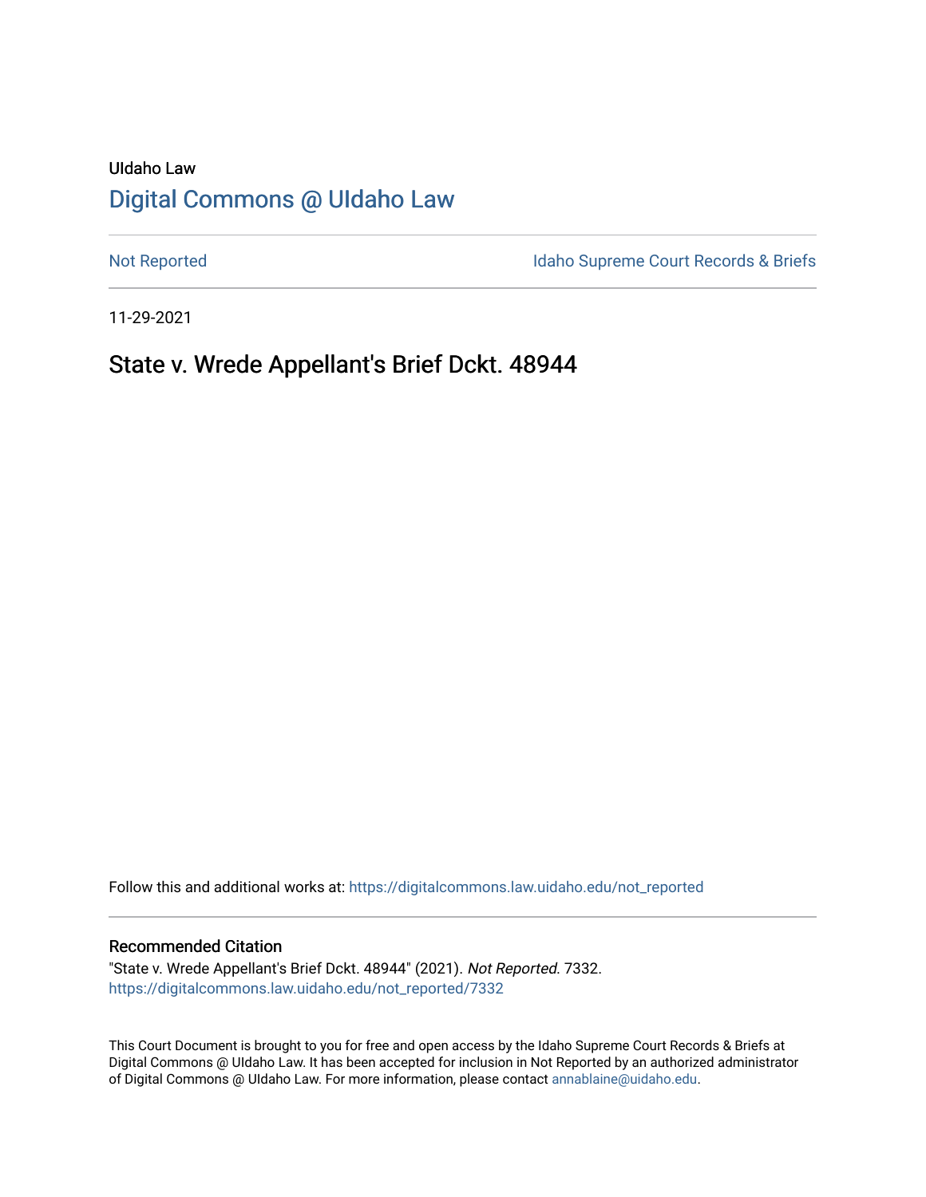UIdaho Law

# Digital Commons @ UIdaho Law

Not Reported | Idaho Supreme Court Records & Briefs

11-29-2021

## State v. Wrede Appellant's Brief Dckt. 48944

Follow this and additional works at: https://digitalcommons.law.uidaho.edu/not_reported

### Recommended Citation

"State v. Wrede Appellant's Brief Dckt. 48944" (2021). *Not Reported*. 7332.
https://digitalcommons.law.uidaho.edu/not_reported/7332

This Court Document is brought to you for free and open access by the Idaho Supreme Court Records & Briefs at Digital Commons @ UIdaho Law. It has been accepted for inclusion in Not Reported by an authorized administrator of Digital Commons @ UIdaho Law. For more information, please contact annablaine@uidaho.edu.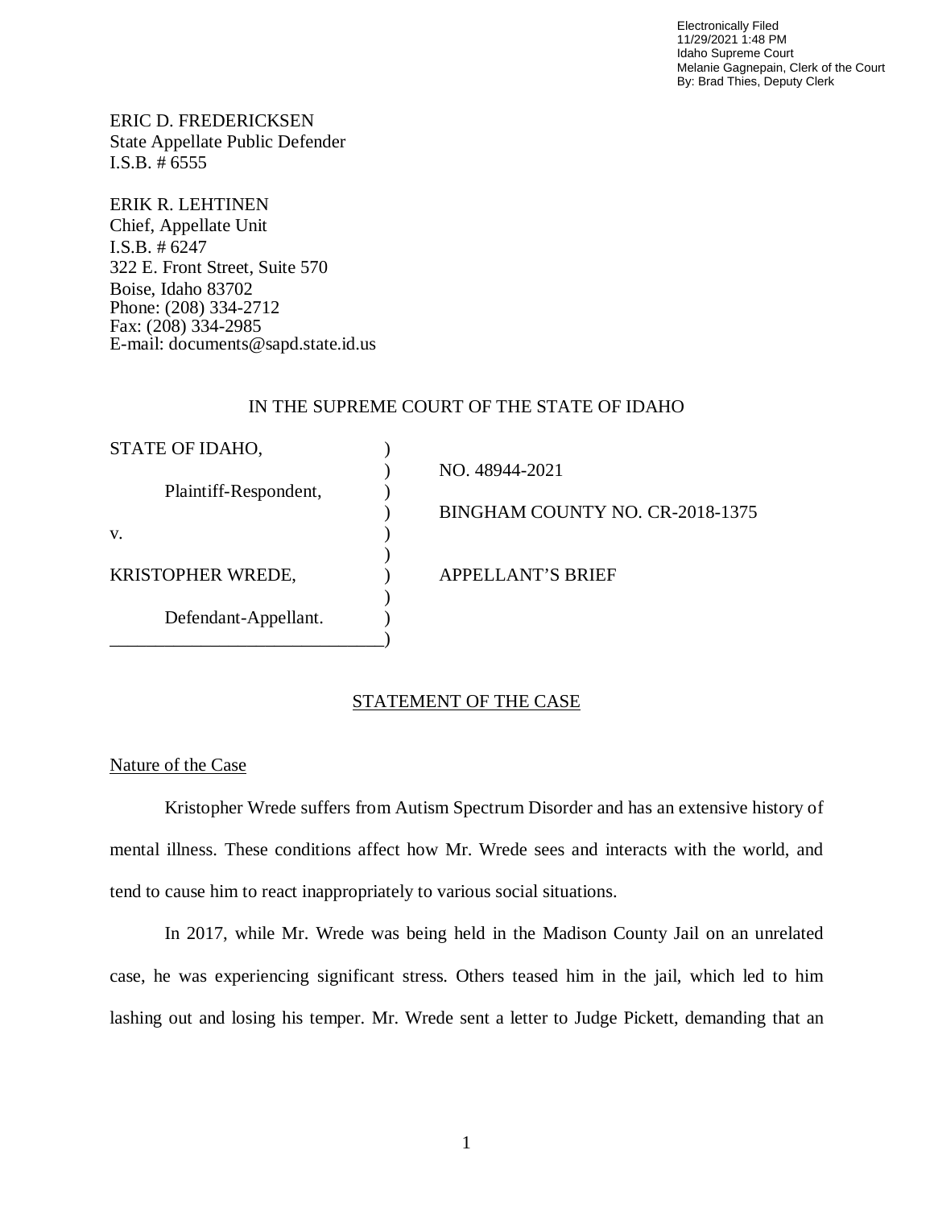Electronically Filed
11/29/2021 1:48 PM
Idaho Supreme Court
Melanie Gagnepain, Clerk of the Court
By: Brad Thies, Deputy Clerk

ERIC D. FREDERICKSEN
State Appellate Public Defender
I.S.B. # 6555

ERIK R. LEHTINEN
Chief, Appellate Unit
I.S.B. # 6247
322 E. Front Street, Suite 570
Boise, Idaho 83702
Phone: (208) 334-2712
Fax: (208) 334-2985
E-mail: documents@sapd.state.id.us

IN THE SUPREME COURT OF THE STATE OF IDAHO

| | |
|---|---|
| STATE OF IDAHO, | NO. 48944-2021 |
| Plaintiff-Respondent, | BINGHAM COUNTY NO. CR-2018-1375 |
| v. | |
| KRISTOPHER WREDE, | APPELLANT'S BRIEF |
| Defendant-Appellant. | |

## STATEMENT OF THE CASE

### Nature of the Case

Kristopher Wrede suffers from Autism Spectrum Disorder and has an extensive history of mental illness. These conditions affect how Mr. Wrede sees and interacts with the world, and tend to cause him to react inappropriately to various social situations.

In 2017, while Mr. Wrede was being held in the Madison County Jail on an unrelated case, he was experiencing significant stress. Others teased him in the jail, which led to him lashing out and losing his temper. Mr. Wrede sent a letter to Judge Pickett, demanding that an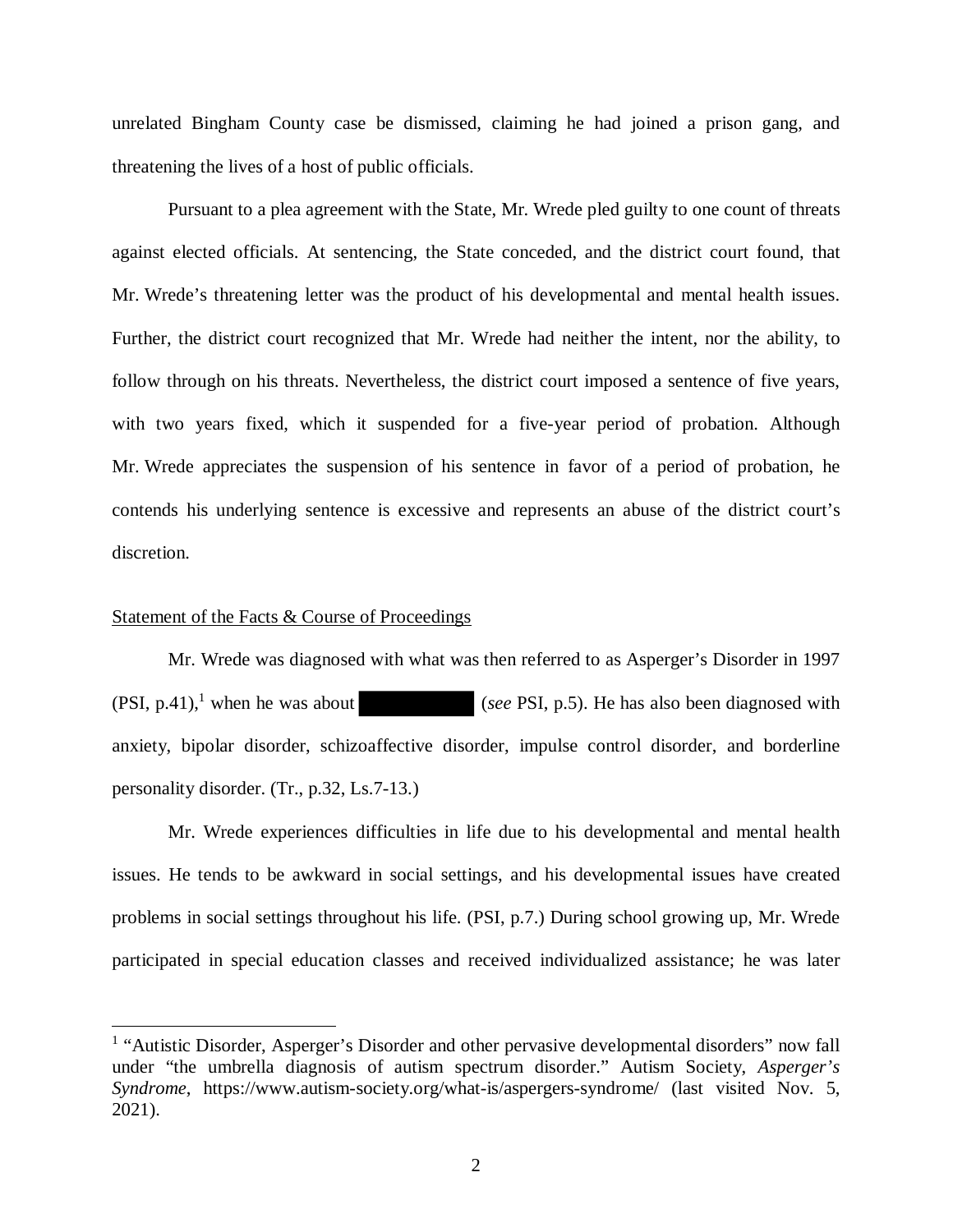unrelated Bingham County case be dismissed, claiming he had joined a prison gang, and threatening the lives of a host of public officials.

Pursuant to a plea agreement with the State, Mr. Wrede pled guilty to one count of threats against elected officials. At sentencing, the State conceded, and the district court found, that Mr. Wrede's threatening letter was the product of his developmental and mental health issues. Further, the district court recognized that Mr. Wrede had neither the intent, nor the ability, to follow through on his threats. Nevertheless, the district court imposed a sentence of five years, with two years fixed, which it suspended for a five-year period of probation. Although Mr. Wrede appreciates the suspension of his sentence in favor of a period of probation, he contends his underlying sentence is excessive and represents an abuse of the district court's discretion.

## Statement of the Facts & Course of Proceedings

Mr. Wrede was diagnosed with what was then referred to as Asperger's Disorder in 1997 (PSI, p.41),[1] when he was about [REDACTED] (*see* PSI, p.5). He has also been diagnosed with anxiety, bipolar disorder, schizoaffective disorder, impulse control disorder, and borderline personality disorder. (Tr., p.32, Ls.7-13.)

Mr. Wrede experiences difficulties in life due to his developmental and mental health issues. He tends to be awkward in social settings, and his developmental issues have created problems in social settings throughout his life. (PSI, p.7.) During school growing up, Mr. Wrede participated in special education classes and received individualized assistance; he was later

---

[1] "Autistic Disorder, Asperger's Disorder and other pervasive developmental disorders" now fall under "the umbrella diagnosis of autism spectrum disorder." Autism Society, *Asperger's Syndrome*, https://www.autism-society.org/what-is/aspergers-syndrome/ (last visited Nov. 5, 2021).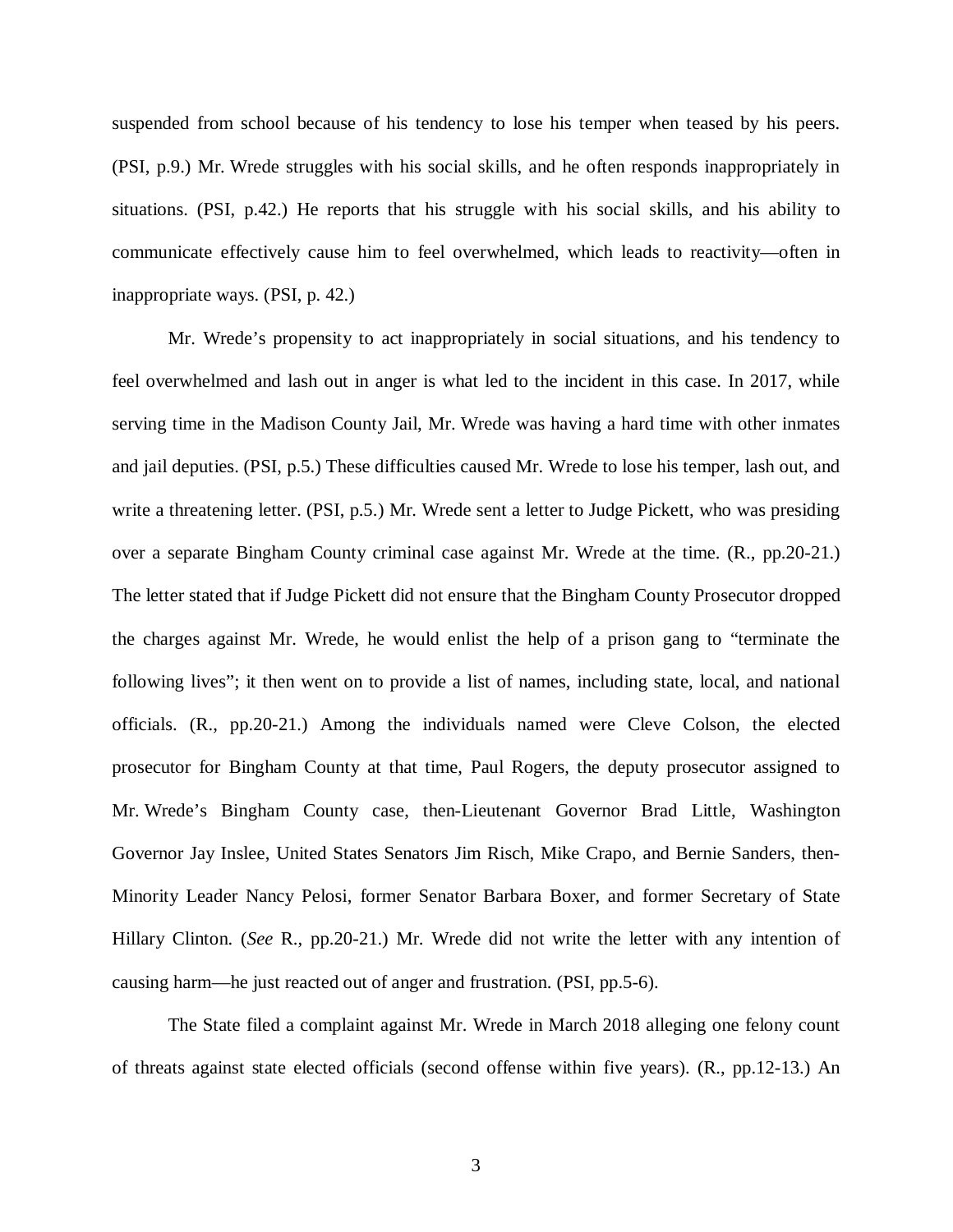suspended from school because of his tendency to lose his temper when teased by his peers. (PSI, p.9.) Mr. Wrede struggles with his social skills, and he often responds inappropriately in situations. (PSI, p.42.) He reports that his struggle with his social skills, and his ability to communicate effectively cause him to feel overwhelmed, which leads to reactivity—often in inappropriate ways. (PSI, p. 42.)

Mr. Wrede's propensity to act inappropriately in social situations, and his tendency to feel overwhelmed and lash out in anger is what led to the incident in this case. In 2017, while serving time in the Madison County Jail, Mr. Wrede was having a hard time with other inmates and jail deputies. (PSI, p.5.) These difficulties caused Mr. Wrede to lose his temper, lash out, and write a threatening letter. (PSI, p.5.) Mr. Wrede sent a letter to Judge Pickett, who was presiding over a separate Bingham County criminal case against Mr. Wrede at the time. (R., pp.20-21.) The letter stated that if Judge Pickett did not ensure that the Bingham County Prosecutor dropped the charges against Mr. Wrede, he would enlist the help of a prison gang to "terminate the following lives"; it then went on to provide a list of names, including state, local, and national officials. (R., pp.20-21.) Among the individuals named were Cleve Colson, the elected prosecutor for Bingham County at that time, Paul Rogers, the deputy prosecutor assigned to Mr. Wrede's Bingham County case, then-Lieutenant Governor Brad Little, Washington Governor Jay Inslee, United States Senators Jim Risch, Mike Crapo, and Bernie Sanders, then-Minority Leader Nancy Pelosi, former Senator Barbara Boxer, and former Secretary of State Hillary Clinton. (*See* R., pp.20-21.) Mr. Wrede did not write the letter with any intention of causing harm—he just reacted out of anger and frustration. (PSI, pp.5-6).

The State filed a complaint against Mr. Wrede in March 2018 alleging one felony count of threats against state elected officials (second offense within five years). (R., pp.12-13.) An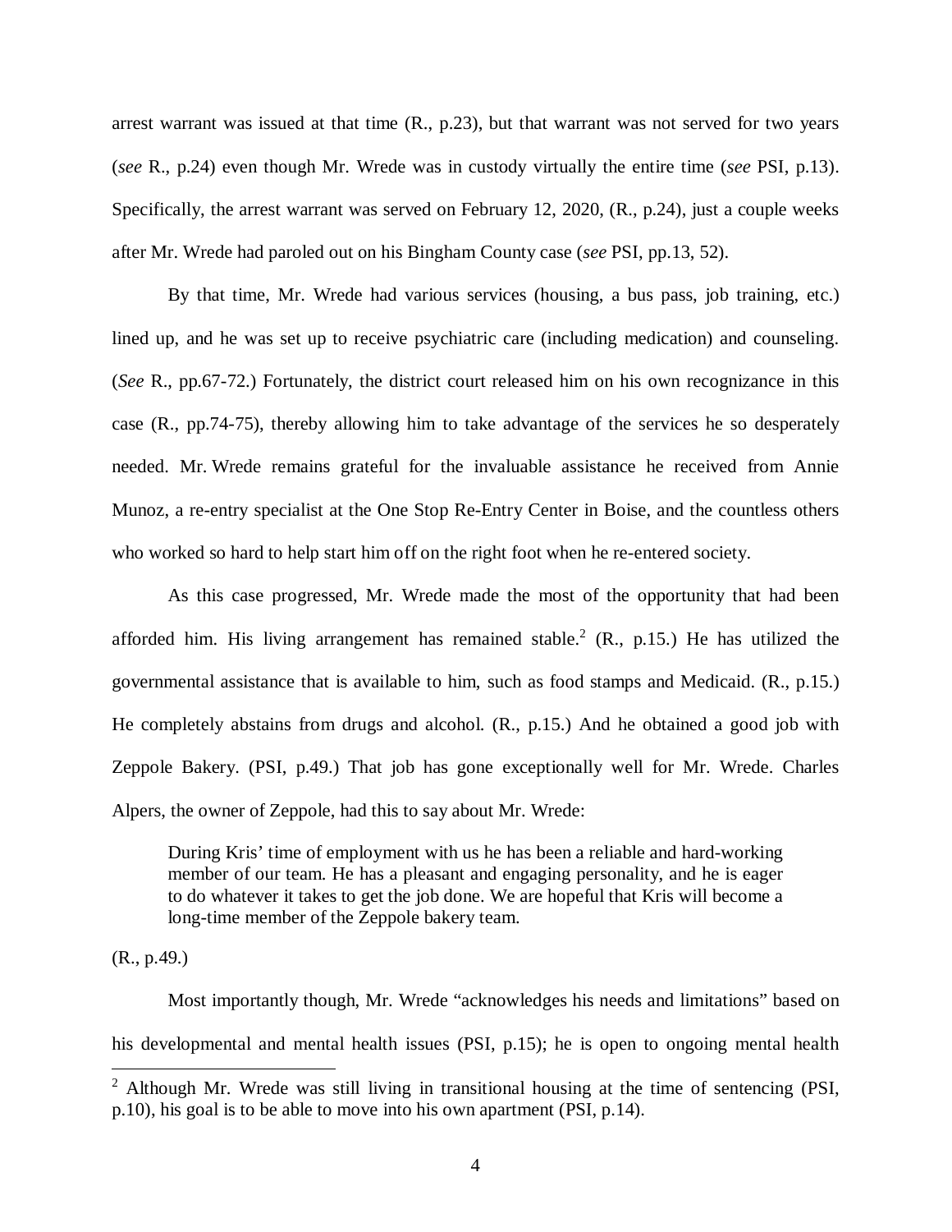arrest warrant was issued at that time (R., p.23), but that warrant was not served for two years (*see* R., p.24) even though Mr. Wrede was in custody virtually the entire time (*see* PSI, p.13). Specifically, the arrest warrant was served on February 12, 2020, (R., p.24), just a couple weeks after Mr. Wrede had paroled out on his Bingham County case (*see* PSI, pp.13, 52).

By that time, Mr. Wrede had various services (housing, a bus pass, job training, etc.) lined up, and he was set up to receive psychiatric care (including medication) and counseling. (*See* R., pp.67-72.) Fortunately, the district court released him on his own recognizance in this case (R., pp.74-75), thereby allowing him to take advantage of the services he so desperately needed. Mr. Wrede remains grateful for the invaluable assistance he received from Annie Munoz, a re-entry specialist at the One Stop Re-Entry Center in Boise, and the countless others who worked so hard to help start him off on the right foot when he re-entered society.

As this case progressed, Mr. Wrede made the most of the opportunity that had been afforded him. His living arrangement has remained stable.[2] (R., p.15.) He has utilized the governmental assistance that is available to him, such as food stamps and Medicaid. (R., p.15.) He completely abstains from drugs and alcohol. (R., p.15.) And he obtained a good job with Zeppole Bakery. (PSI, p.49.) That job has gone exceptionally well for Mr. Wrede. Charles Alpers, the owner of Zeppole, had this to say about Mr. Wrede:

> During Kris' time of employment with us he has been a reliable and hard-working member of our team. He has a pleasant and engaging personality, and he is eager to do whatever it takes to get the job done. We are hopeful that Kris will become a long-time member of the Zeppole bakery team.

(R., p.49.)

Most importantly though, Mr. Wrede "acknowledges his needs and limitations" based on his developmental and mental health issues (PSI, p.15); he is open to ongoing mental health

---

[2] Although Mr. Wrede was still living in transitional housing at the time of sentencing (PSI, p.10), his goal is to be able to move into his own apartment (PSI, p.14).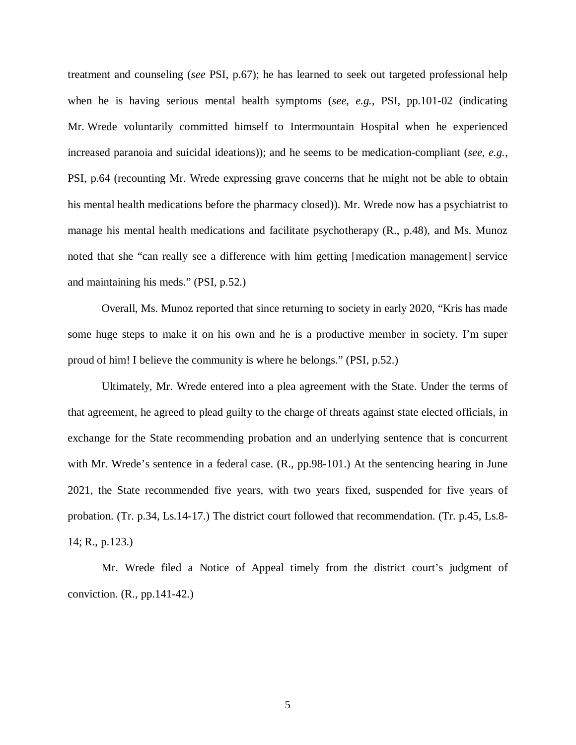treatment and counseling (*see* PSI, p.67); he has learned to seek out targeted professional help when he is having serious mental health symptoms (*see*, *e.g.*, PSI, pp.101-02 (indicating Mr. Wrede voluntarily committed himself to Intermountain Hospital when he experienced increased paranoia and suicidal ideations)); and he seems to be medication-compliant (*see*, *e.g.*, PSI, p.64 (recounting Mr. Wrede expressing grave concerns that he might not be able to obtain his mental health medications before the pharmacy closed)). Mr. Wrede now has a psychiatrist to manage his mental health medications and facilitate psychotherapy (R., p.48), and Ms. Munoz noted that she "can really see a difference with him getting [medication management] service and maintaining his meds." (PSI, p.52.)

Overall, Ms. Munoz reported that since returning to society in early 2020, "Kris has made some huge steps to make it on his own and he is a productive member in society. I'm super proud of him! I believe the community is where he belongs." (PSI, p.52.)

Ultimately, Mr. Wrede entered into a plea agreement with the State. Under the terms of that agreement, he agreed to plead guilty to the charge of threats against state elected officials, in exchange for the State recommending probation and an underlying sentence that is concurrent with Mr. Wrede's sentence in a federal case. (R., pp.98-101.) At the sentencing hearing in June 2021, the State recommended five years, with two years fixed, suspended for five years of probation. (Tr. p.34, Ls.14-17.) The district court followed that recommendation. (Tr. p.45, Ls.8-14; R., p.123.)

Mr. Wrede filed a Notice of Appeal timely from the district court's judgment of conviction. (R., pp.141-42.)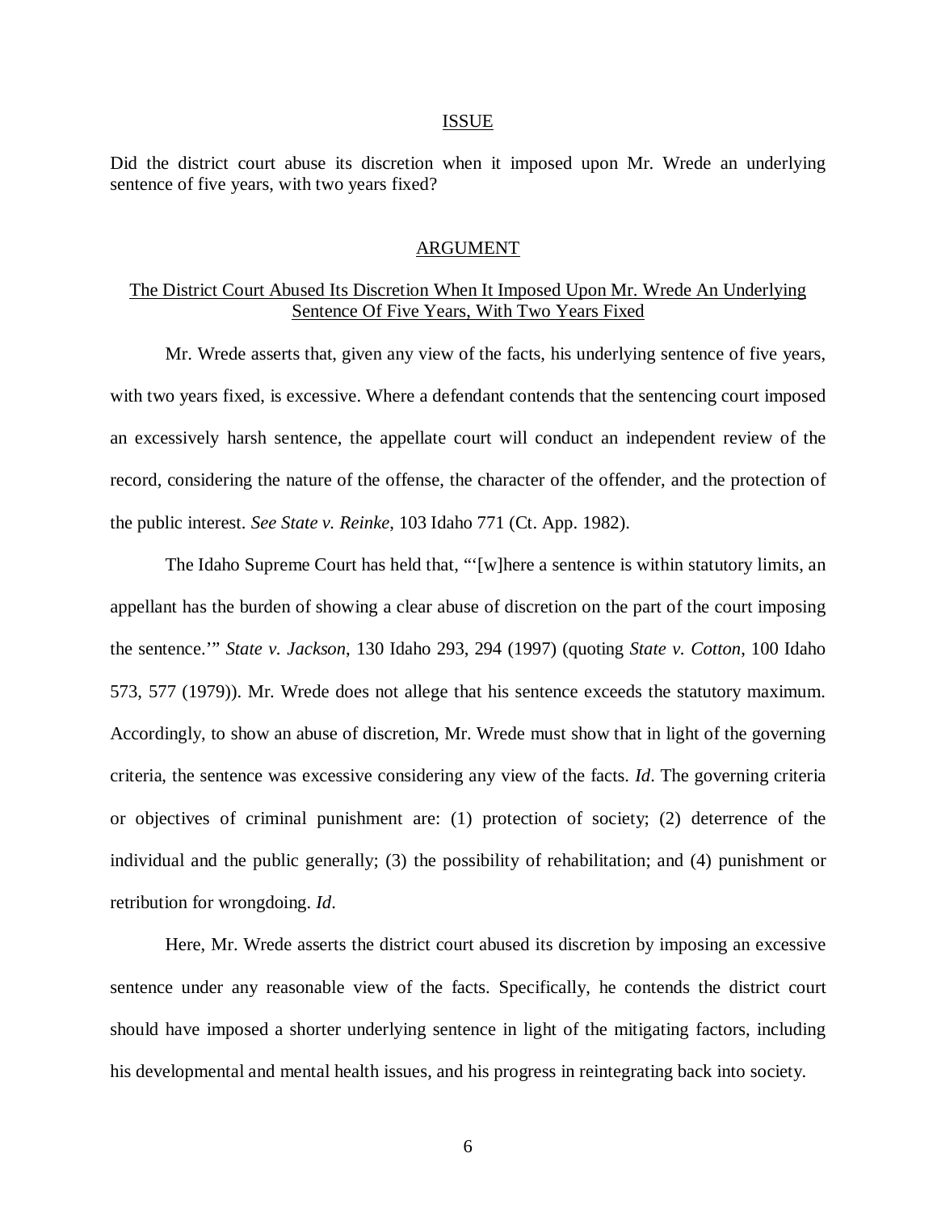## ISSUE

Did the district court abuse its discretion when it imposed upon Mr. Wrede an underlying sentence of five years, with two years fixed?

## ARGUMENT

### The District Court Abused Its Discretion When It Imposed Upon Mr. Wrede An Underlying Sentence Of Five Years, With Two Years Fixed

Mr. Wrede asserts that, given any view of the facts, his underlying sentence of five years, with two years fixed, is excessive. Where a defendant contends that the sentencing court imposed an excessively harsh sentence, the appellate court will conduct an independent review of the record, considering the nature of the offense, the character of the offender, and the protection of the public interest. *See State v. Reinke*, 103 Idaho 771 (Ct. App. 1982).

The Idaho Supreme Court has held that, "'[w]here a sentence is within statutory limits, an appellant has the burden of showing a clear abuse of discretion on the part of the court imposing the sentence.'" *State v. Jackson*, 130 Idaho 293, 294 (1997) (quoting *State v. Cotton*, 100 Idaho 573, 577 (1979)). Mr. Wrede does not allege that his sentence exceeds the statutory maximum. Accordingly, to show an abuse of discretion, Mr. Wrede must show that in light of the governing criteria, the sentence was excessive considering any view of the facts. *Id*. The governing criteria or objectives of criminal punishment are: (1) protection of society; (2) deterrence of the individual and the public generally; (3) the possibility of rehabilitation; and (4) punishment or retribution for wrongdoing. *Id*.

Here, Mr. Wrede asserts the district court abused its discretion by imposing an excessive sentence under any reasonable view of the facts. Specifically, he contends the district court should have imposed a shorter underlying sentence in light of the mitigating factors, including his developmental and mental health issues, and his progress in reintegrating back into society.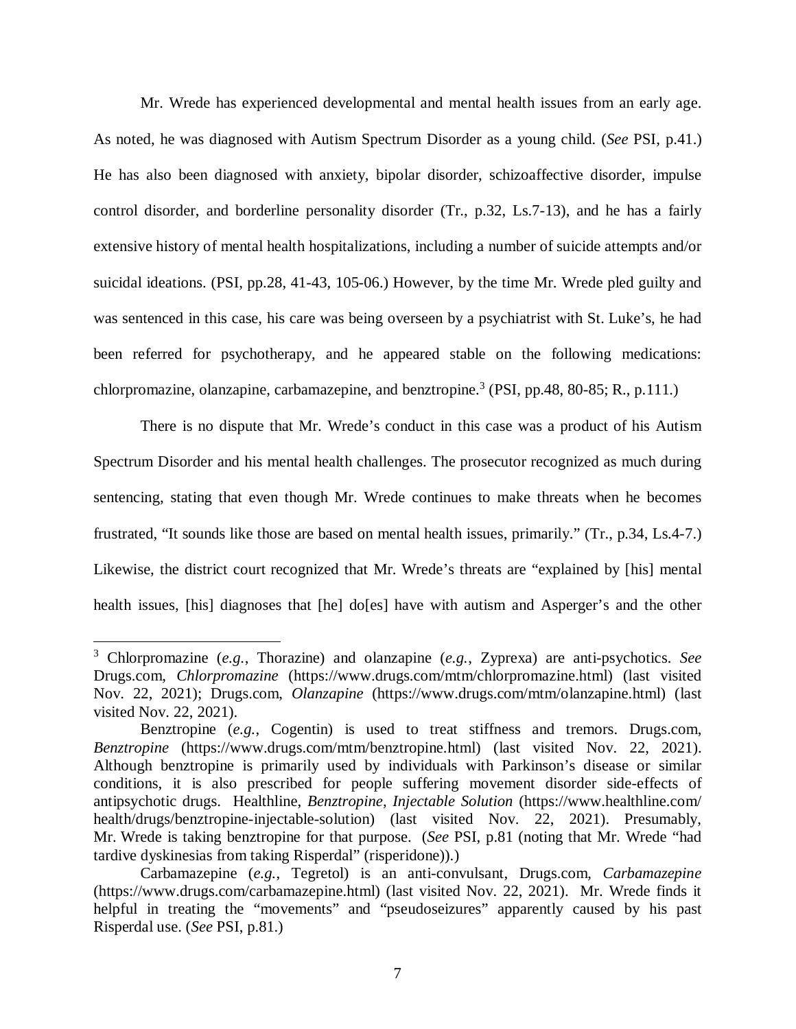Mr. Wrede has experienced developmental and mental health issues from an early age. As noted, he was diagnosed with Autism Spectrum Disorder as a young child. (*See* PSI, p.41.) He has also been diagnosed with anxiety, bipolar disorder, schizoaffective disorder, impulse control disorder, and borderline personality disorder (Tr., p.32, Ls.7-13), and he has a fairly extensive history of mental health hospitalizations, including a number of suicide attempts and/or suicidal ideations. (PSI, pp.28, 41-43, 105-06.) However, by the time Mr. Wrede pled guilty and was sentenced in this case, his care was being overseen by a psychiatrist with St. Luke's, he had been referred for psychotherapy, and he appeared stable on the following medications: chlorpromazine, olanzapine, carbamazepine, and benztropine.[3] (PSI, pp.48, 80-85; R., p.111.)

There is no dispute that Mr. Wrede's conduct in this case was a product of his Autism Spectrum Disorder and his mental health challenges. The prosecutor recognized as much during sentencing, stating that even though Mr. Wrede continues to make threats when he becomes frustrated, "It sounds like those are based on mental health issues, primarily." (Tr., p.34, Ls.4-7.) Likewise, the district court recognized that Mr. Wrede's threats are "explained by [his] mental health issues, [his] diagnoses that [he] do[es] have with autism and Asperger's and the other

---

[3] Chlorpromazine (*e.g.*, Thorazine) and olanzapine (*e.g.*, Zyprexa) are anti-psychotics. *See* Drugs.com, *Chlorpromazine* (https://www.drugs.com/mtm/chlorpromazine.html) (last visited Nov. 22, 2021); Drugs.com, *Olanzapine* (https://www.drugs.com/mtm/olanzapine.html) (last visited Nov. 22, 2021).

Benztropine (*e.g.*, Cogentin) is used to treat stiffness and tremors. Drugs.com, *Benztropine* (https://www.drugs.com/mtm/benztropine.html) (last visited Nov. 22, 2021). Although benztropine is primarily used by individuals with Parkinson's disease or similar conditions, it is also prescribed for people suffering movement disorder side-effects of antipsychotic drugs. Healthline, *Benztropine, Injectable Solution* (https://www.healthline.com/health/drugs/benztropine-injectable-solution) (last visited Nov. 22, 2021). Presumably, Mr. Wrede is taking benztropine for that purpose. (*See* PSI, p.81 (noting that Mr. Wrede "had tardive dyskinesias from taking Risperdal" (risperidone)).)

Carbamazepine (*e.g.*, Tegretol) is an anti-convulsant, Drugs.com, *Carbamazepine* (https://www.drugs.com/carbamazepine.html) (last visited Nov. 22, 2021). Mr. Wrede finds it helpful in treating the "movements" and "pseudoseizures" apparently caused by his past Risperdal use. (*See* PSI, p.81.)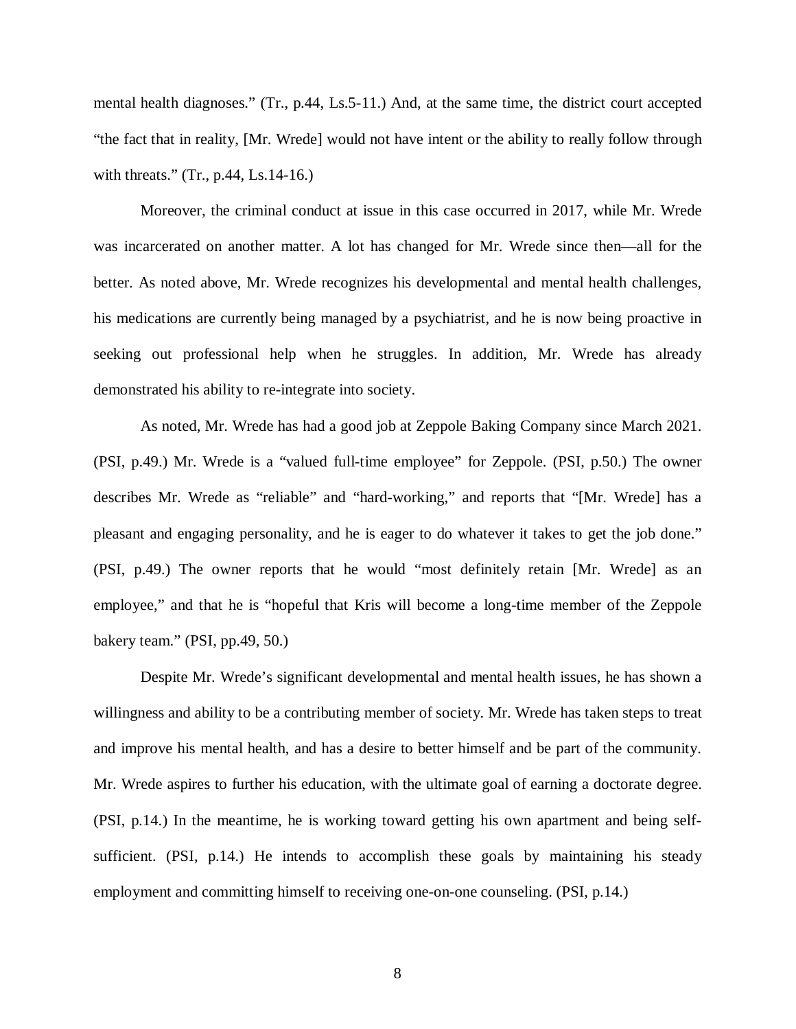mental health diagnoses." (Tr., p.44, Ls.5-11.) And, at the same time, the district court accepted "the fact that in reality, [Mr. Wrede] would not have intent or the ability to really follow through with threats." (Tr., p.44, Ls.14-16.)

Moreover, the criminal conduct at issue in this case occurred in 2017, while Mr. Wrede was incarcerated on another matter. A lot has changed for Mr. Wrede since then—all for the better. As noted above, Mr. Wrede recognizes his developmental and mental health challenges, his medications are currently being managed by a psychiatrist, and he is now being proactive in seeking out professional help when he struggles. In addition, Mr. Wrede has already demonstrated his ability to re-integrate into society.

As noted, Mr. Wrede has had a good job at Zeppole Baking Company since March 2021. (PSI, p.49.) Mr. Wrede is a "valued full-time employee" for Zeppole. (PSI, p.50.) The owner describes Mr. Wrede as "reliable" and "hard-working," and reports that "[Mr. Wrede] has a pleasant and engaging personality, and he is eager to do whatever it takes to get the job done." (PSI, p.49.) The owner reports that he would "most definitely retain [Mr. Wrede] as an employee," and that he is "hopeful that Kris will become a long-time member of the Zeppole bakery team." (PSI, pp.49, 50.)

Despite Mr. Wrede's significant developmental and mental health issues, he has shown a willingness and ability to be a contributing member of society. Mr. Wrede has taken steps to treat and improve his mental health, and has a desire to better himself and be part of the community. Mr. Wrede aspires to further his education, with the ultimate goal of earning a doctorate degree. (PSI, p.14.) In the meantime, he is working toward getting his own apartment and being self-sufficient. (PSI, p.14.) He intends to accomplish these goals by maintaining his steady employment and committing himself to receiving one-on-one counseling. (PSI, p.14.)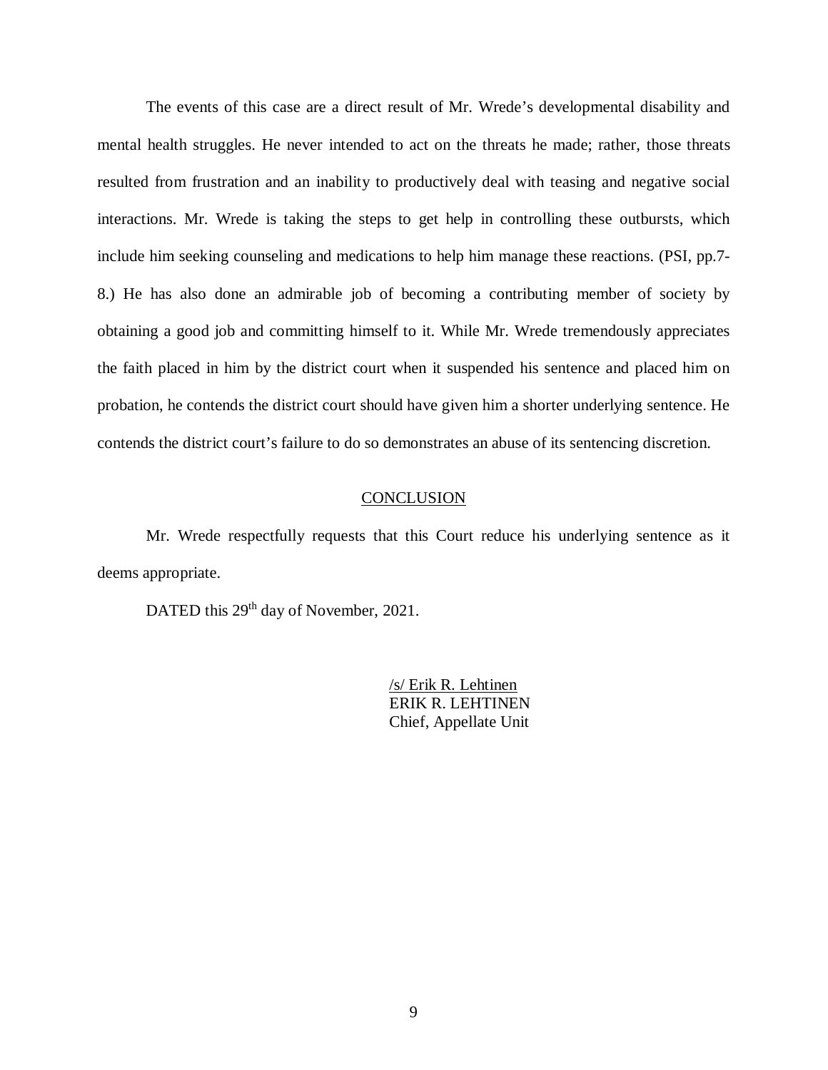The events of this case are a direct result of Mr. Wrede's developmental disability and mental health struggles. He never intended to act on the threats he made; rather, those threats resulted from frustration and an inability to productively deal with teasing and negative social interactions. Mr. Wrede is taking the steps to get help in controlling these outbursts, which include him seeking counseling and medications to help him manage these reactions. (PSI, pp.7-8.) He has also done an admirable job of becoming a contributing member of society by obtaining a good job and committing himself to it. While Mr. Wrede tremendously appreciates the faith placed in him by the district court when it suspended his sentence and placed him on probation, he contends the district court should have given him a shorter underlying sentence. He contends the district court's failure to do so demonstrates an abuse of its sentencing discretion.

## CONCLUSION

Mr. Wrede respectfully requests that this Court reduce his underlying sentence as it deems appropriate.

DATED this 29th day of November, 2021.

/s/ Erik R. Lehtinen
ERIK R. LEHTINEN
Chief, Appellate Unit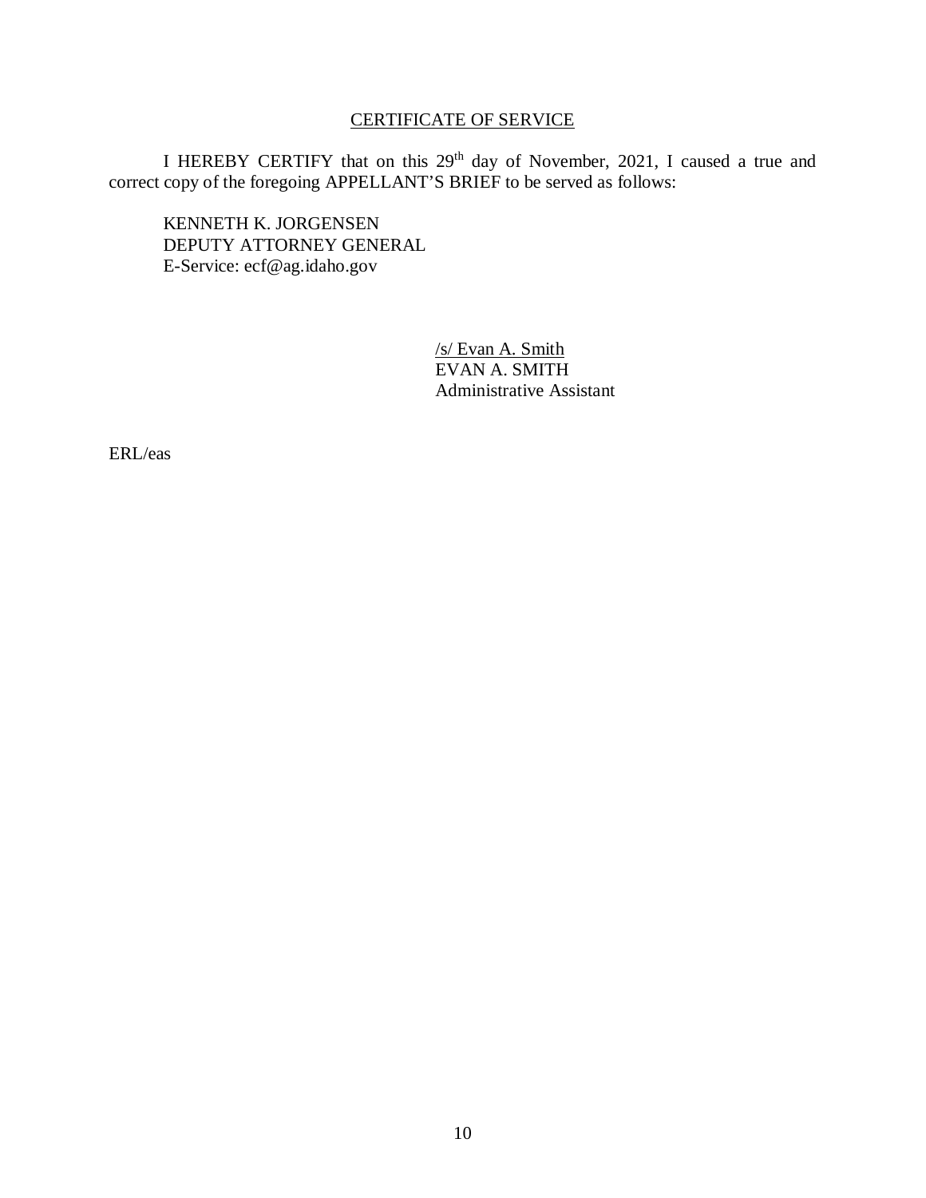## CERTIFICATE OF SERVICE

I HEREBY CERTIFY that on this 29th day of November, 2021, I caused a true and correct copy of the foregoing APPELLANT'S BRIEF to be served as follows:

KENNETH K. JORGENSEN
DEPUTY ATTORNEY GENERAL
E-Service: ecf@ag.idaho.gov

/s/ Evan A. Smith
EVAN A. SMITH
Administrative Assistant

ERL/eas